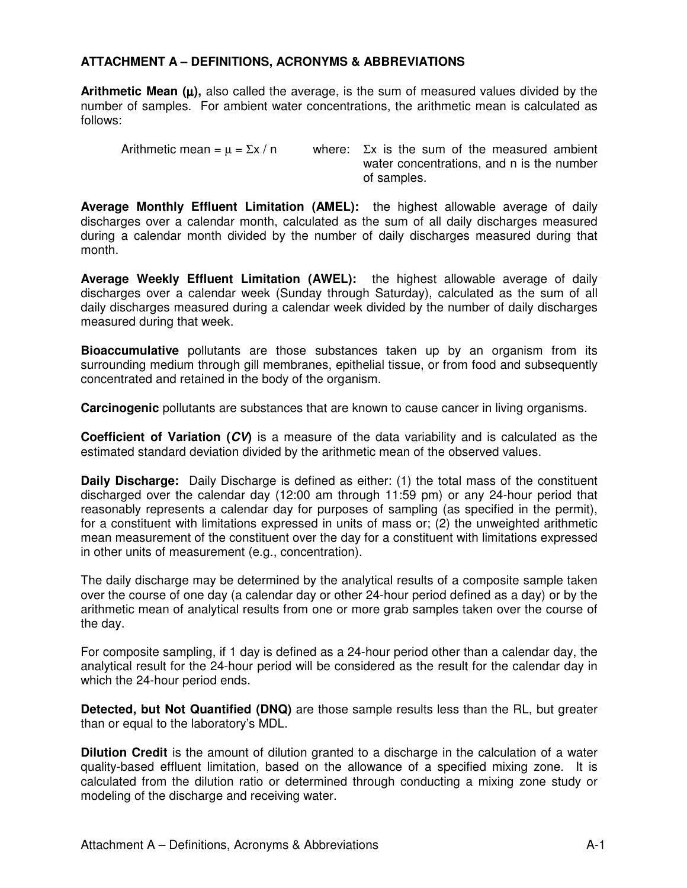## ATTACHMENT A – DEFINITIONS, ACRONYMS & ABBREVIATIONS

**Arithmetic Mean (μ),** also called the average, is the sum of measured values divided by the number of samples. For ambient water concentrations, the arithmetic mean is calculated as follows:

Arithmetic mean = $\mu = \Sigma x / n$ where: $\Sigma x$ is the sum of the measured ambient water concentrations, and n is the number of samples.

**Average Monthly Effluent Limitation (AMEL):** the highest allowable average of daily discharges over a calendar month, calculated as the sum of all daily discharges measured during a calendar month divided by the number of daily discharges measured during that month.

**Average Weekly Effluent Limitation (AWEL):** the highest allowable average of daily discharges over a calendar week (Sunday through Saturday), calculated as the sum of all daily discharges measured during a calendar week divided by the number of daily discharges measured during that week.

**Bioaccumulative** pollutants are those substances taken up by an organism from its surrounding medium through gill membranes, epithelial tissue, or from food and subsequently concentrated and retained in the body of the organism.

**Carcinogenic** pollutants are substances that are known to cause cancer in living organisms.

**Coefficient of Variation (*CV*)** is a measure of the data variability and is calculated as the estimated standard deviation divided by the arithmetic mean of the observed values.

**Daily Discharge:** Daily Discharge is defined as either: (1) the total mass of the constituent discharged over the calendar day (12:00 am through 11:59 pm) or any 24-hour period that reasonably represents a calendar day for purposes of sampling (as specified in the permit), for a constituent with limitations expressed in units of mass or; (2) the unweighted arithmetic mean measurement of the constituent over the day for a constituent with limitations expressed in other units of measurement (e.g., concentration).

The daily discharge may be determined by the analytical results of a composite sample taken over the course of one day (a calendar day or other 24-hour period defined as a day) or by the arithmetic mean of analytical results from one or more grab samples taken over the course of the day.

For composite sampling, if 1 day is defined as a 24-hour period other than a calendar day, the analytical result for the 24-hour period will be considered as the result for the calendar day in which the 24-hour period ends.

**Detected, but Not Quantified (DNQ)** are those sample results less than the RL, but greater than or equal to the laboratory's MDL.

**Dilution Credit** is the amount of dilution granted to a discharge in the calculation of a water quality-based effluent limitation, based on the allowance of a specified mixing zone. It is calculated from the dilution ratio or determined through conducting a mixing zone study or modeling of the discharge and receiving water.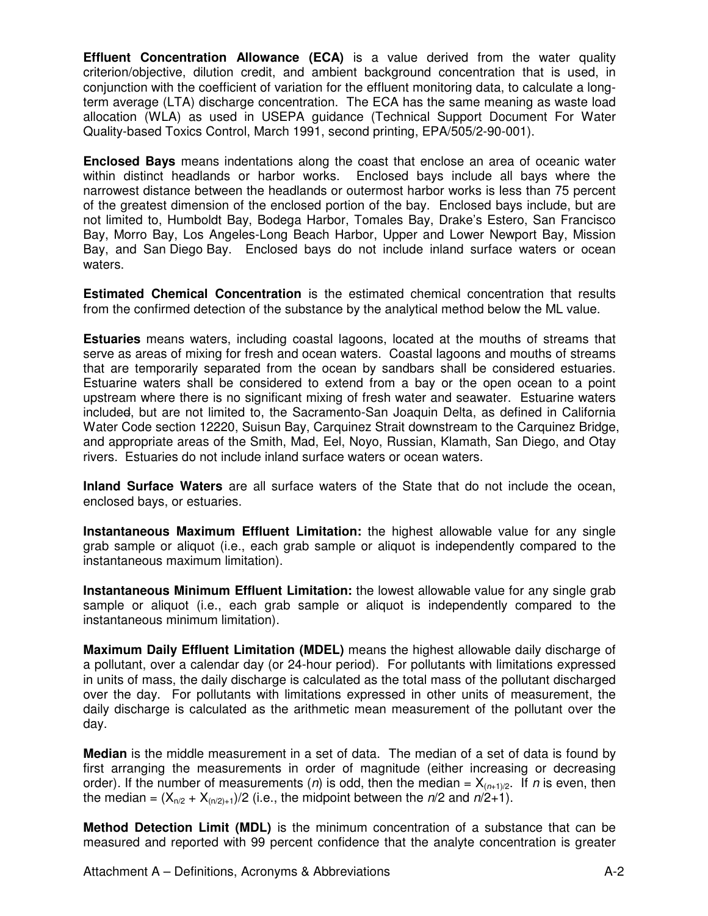**Effluent Concentration Allowance (ECA)** is a value derived from the water quality criterion/objective, dilution credit, and ambient background concentration that is used, in conjunction with the coefficient of variation for the effluent monitoring data, to calculate a long-term average (LTA) discharge concentration. The ECA has the same meaning as waste load allocation (WLA) as used in USEPA guidance (Technical Support Document For Water Quality-based Toxics Control, March 1991, second printing, EPA/505/2-90-001).

**Enclosed Bays** means indentations along the coast that enclose an area of oceanic water within distinct headlands or harbor works. Enclosed bays include all bays where the narrowest distance between the headlands or outermost harbor works is less than 75 percent of the greatest dimension of the enclosed portion of the bay. Enclosed bays include, but are not limited to, Humboldt Bay, Bodega Harbor, Tomales Bay, Drake's Estero, San Francisco Bay, Morro Bay, Los Angeles-Long Beach Harbor, Upper and Lower Newport Bay, Mission Bay, and San Diego Bay. Enclosed bays do not include inland surface waters or ocean waters.

**Estimated Chemical Concentration** is the estimated chemical concentration that results from the confirmed detection of the substance by the analytical method below the ML value.

**Estuaries** means waters, including coastal lagoons, located at the mouths of streams that serve as areas of mixing for fresh and ocean waters. Coastal lagoons and mouths of streams that are temporarily separated from the ocean by sandbars shall be considered estuaries. Estuarine waters shall be considered to extend from a bay or the open ocean to a point upstream where there is no significant mixing of fresh water and seawater. Estuarine waters included, but are not limited to, the Sacramento-San Joaquin Delta, as defined in California Water Code section 12220, Suisun Bay, Carquinez Strait downstream to the Carquinez Bridge, and appropriate areas of the Smith, Mad, Eel, Noyo, Russian, Klamath, San Diego, and Otay rivers. Estuaries do not include inland surface waters or ocean waters.

**Inland Surface Waters** are all surface waters of the State that do not include the ocean, enclosed bays, or estuaries.

**Instantaneous Maximum Effluent Limitation:** the highest allowable value for any single grab sample or aliquot (i.e., each grab sample or aliquot is independently compared to the instantaneous maximum limitation).

**Instantaneous Minimum Effluent Limitation:** the lowest allowable value for any single grab sample or aliquot (i.e., each grab sample or aliquot is independently compared to the instantaneous minimum limitation).

**Maximum Daily Effluent Limitation (MDEL)** means the highest allowable daily discharge of a pollutant, over a calendar day (or 24-hour period). For pollutants with limitations expressed in units of mass, the daily discharge is calculated as the total mass of the pollutant discharged over the day. For pollutants with limitations expressed in other units of measurement, the daily discharge is calculated as the arithmetic mean measurement of the pollutant over the day.

**Median** is the middle measurement in a set of data. The median of a set of data is found by first arranging the measurements in order of magnitude (either increasing or decreasing order). If the number of measurements ($n$) is odd, then the median = $X_{(n+1)/2}$. If $n$ is even, then the median = $(X_{n/2} + X_{(n/2)+1})/2$ (i.e., the midpoint between the $n/2$ and $n/2+1$).

**Method Detection Limit (MDL)** is the minimum concentration of a substance that can be measured and reported with 99 percent confidence that the analyte concentration is greater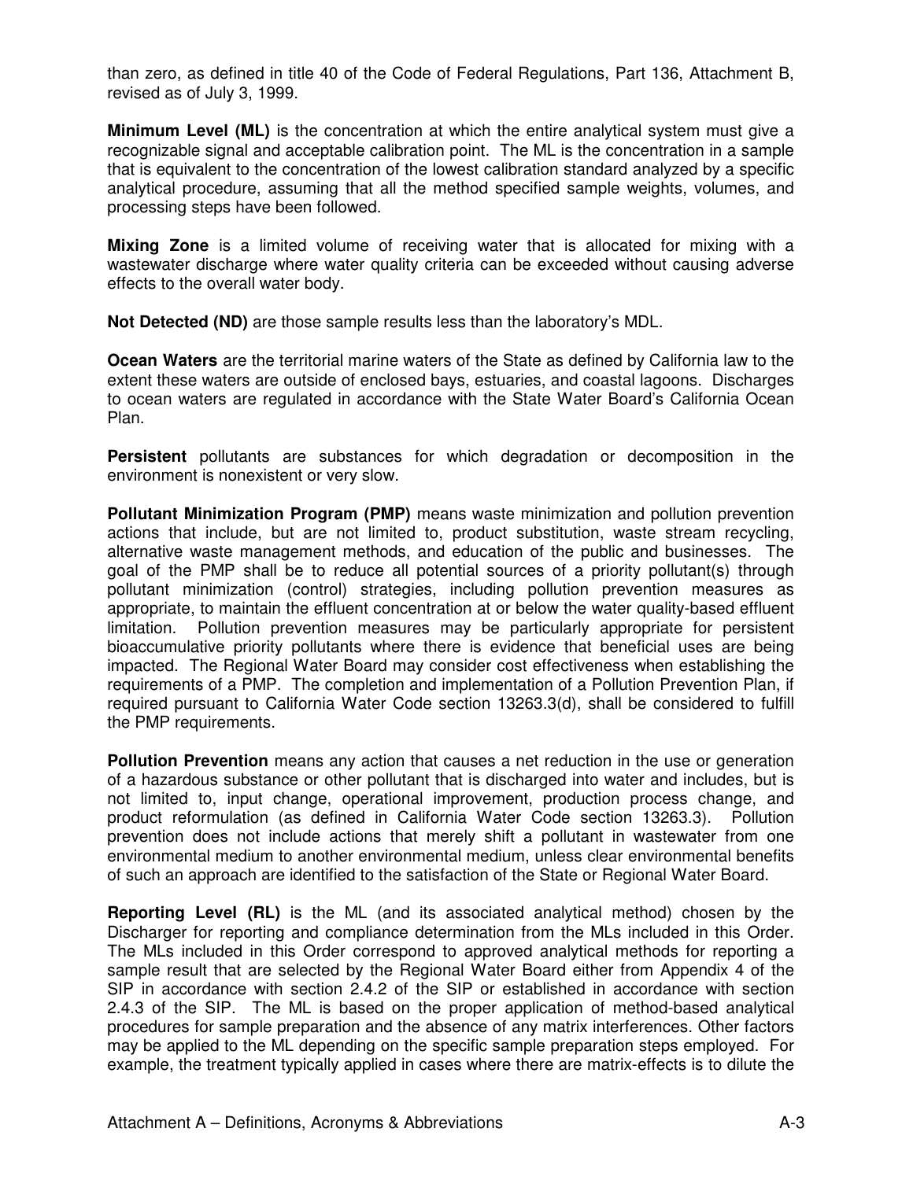than zero, as defined in title 40 of the Code of Federal Regulations, Part 136, Attachment B, revised as of July 3, 1999.

**Minimum Level (ML)** is the concentration at which the entire analytical system must give a recognizable signal and acceptable calibration point. The ML is the concentration in a sample that is equivalent to the concentration of the lowest calibration standard analyzed by a specific analytical procedure, assuming that all the method specified sample weights, volumes, and processing steps have been followed.

**Mixing Zone** is a limited volume of receiving water that is allocated for mixing with a wastewater discharge where water quality criteria can be exceeded without causing adverse effects to the overall water body.

**Not Detected (ND)** are those sample results less than the laboratory's MDL.

**Ocean Waters** are the territorial marine waters of the State as defined by California law to the extent these waters are outside of enclosed bays, estuaries, and coastal lagoons. Discharges to ocean waters are regulated in accordance with the State Water Board's California Ocean Plan.

**Persistent** pollutants are substances for which degradation or decomposition in the environment is nonexistent or very slow.

**Pollutant Minimization Program (PMP)** means waste minimization and pollution prevention actions that include, but are not limited to, product substitution, waste stream recycling, alternative waste management methods, and education of the public and businesses. The goal of the PMP shall be to reduce all potential sources of a priority pollutant(s) through pollutant minimization (control) strategies, including pollution prevention measures as appropriate, to maintain the effluent concentration at or below the water quality-based effluent limitation. Pollution prevention measures may be particularly appropriate for persistent bioaccumulative priority pollutants where there is evidence that beneficial uses are being impacted. The Regional Water Board may consider cost effectiveness when establishing the requirements of a PMP. The completion and implementation of a Pollution Prevention Plan, if required pursuant to California Water Code section 13263.3(d), shall be considered to fulfill the PMP requirements.

**Pollution Prevention** means any action that causes a net reduction in the use or generation of a hazardous substance or other pollutant that is discharged into water and includes, but is not limited to, input change, operational improvement, production process change, and product reformulation (as defined in California Water Code section 13263.3). Pollution prevention does not include actions that merely shift a pollutant in wastewater from one environmental medium to another environmental medium, unless clear environmental benefits of such an approach are identified to the satisfaction of the State or Regional Water Board.

**Reporting Level (RL)** is the ML (and its associated analytical method) chosen by the Discharger for reporting and compliance determination from the MLs included in this Order. The MLs included in this Order correspond to approved analytical methods for reporting a sample result that are selected by the Regional Water Board either from Appendix 4 of the SIP in accordance with section 2.4.2 of the SIP or established in accordance with section 2.4.3 of the SIP. The ML is based on the proper application of method-based analytical procedures for sample preparation and the absence of any matrix interferences. Other factors may be applied to the ML depending on the specific sample preparation steps employed. For example, the treatment typically applied in cases where there are matrix-effects is to dilute the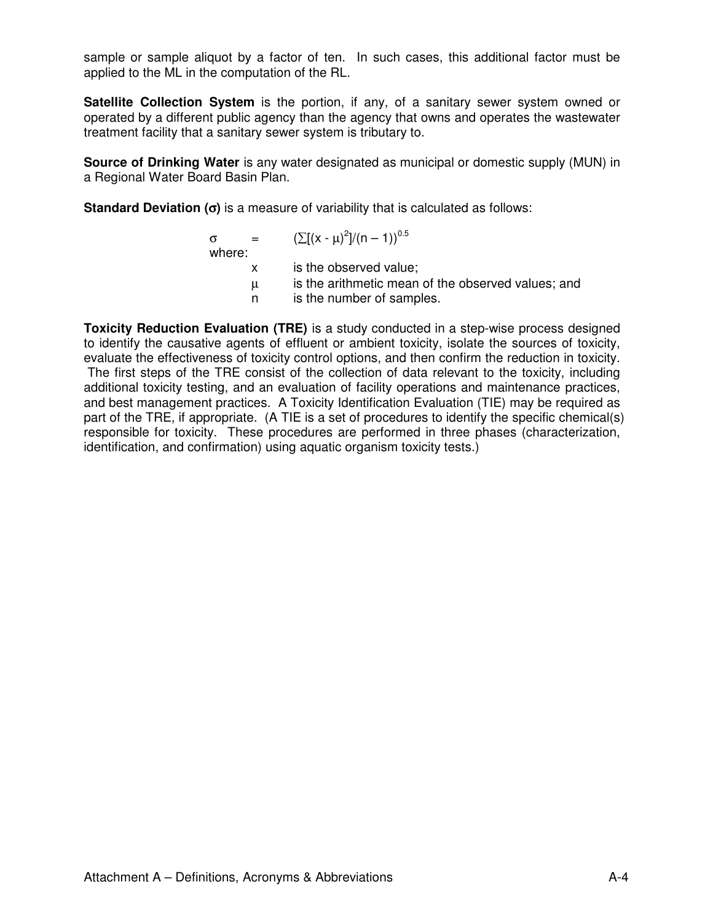sample or sample aliquot by a factor of ten. In such cases, this additional factor must be applied to the ML in the computation of the RL.

**Satellite Collection System** is the portion, if any, of a sanitary sewer system owned or operated by a different public agency than the agency that owns and operates the wastewater treatment facility that a sanitary sewer system is tributary to.

**Source of Drinking Water** is any water designated as municipal or domestic supply (MUN) in a Regional Water Board Basin Plan.

**Standard Deviation ($\sigma$)** is a measure of variability that is calculated as follows:

$$\sigma = (\sum[(x - \mu)^2]/(n - 1))^{0.5}$$

where:

- $x$ is the observed value;
- $\mu$ is the arithmetic mean of the observed values; and
- $n$ is the number of samples.

**Toxicity Reduction Evaluation (TRE)** is a study conducted in a step-wise process designed to identify the causative agents of effluent or ambient toxicity, isolate the sources of toxicity, evaluate the effectiveness of toxicity control options, and then confirm the reduction in toxicity. The first steps of the TRE consist of the collection of data relevant to the toxicity, including additional toxicity testing, and an evaluation of facility operations and maintenance practices, and best management practices. A Toxicity Identification Evaluation (TIE) may be required as part of the TRE, if appropriate. (A TIE is a set of procedures to identify the specific chemical(s) responsible for toxicity. These procedures are performed in three phases (characterization, identification, and confirmation) using aquatic organism toxicity tests.)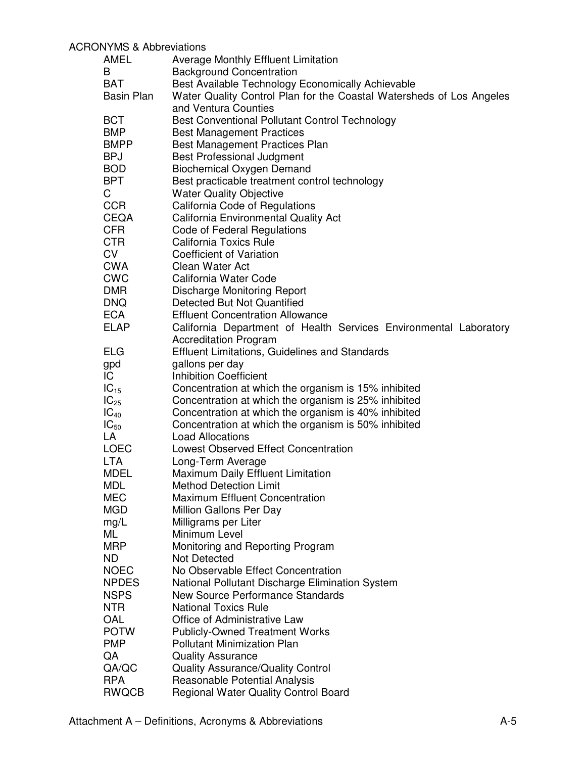ACRONYMS & Abbreviations

| | |
|---|---|
| AMEL | Average Monthly Effluent Limitation |
| B | Background Concentration |
| BAT | Best Available Technology Economically Achievable |
| Basin Plan | Water Quality Control Plan for the Coastal Watersheds of Los Angeles and Ventura Counties |
| BCT | Best Conventional Pollutant Control Technology |
| BMP | Best Management Practices |
| BMPP | Best Management Practices Plan |
| BPJ | Best Professional Judgment |
| BOD | Biochemical Oxygen Demand |
| BPT | Best practicable treatment control technology |
| C | Water Quality Objective |
| CCR | California Code of Regulations |
| CEQA | California Environmental Quality Act |
| CFR | Code of Federal Regulations |
| CTR | California Toxics Rule |
| CV | Coefficient of Variation |
| CWA | Clean Water Act |
| CWC | California Water Code |
| DMR | Discharge Monitoring Report |
| DNQ | Detected But Not Quantified |
| ECA | Effluent Concentration Allowance |
| ELAP | California Department of Health Services Environmental Laboratory Accreditation Program |
| ELG | Effluent Limitations, Guidelines and Standards |
| gpd | gallons per day |
| IC | Inhibition Coefficient |
| $IC_{15}$ | Concentration at which the organism is 15% inhibited |
| $IC_{25}$ | Concentration at which the organism is 25% inhibited |
| $IC_{40}$ | Concentration at which the organism is 40% inhibited |
| $IC_{50}$ | Concentration at which the organism is 50% inhibited |
| LA | Load Allocations |
| LOEC | Lowest Observed Effect Concentration |
| LTA | Long-Term Average |
| MDEL | Maximum Daily Effluent Limitation |
| MDL | Method Detection Limit |
| MEC | Maximum Effluent Concentration |
| MGD | Million Gallons Per Day |
| mg/L | Milligrams per Liter |
| ML | Minimum Level |
| MRP | Monitoring and Reporting Program |
| ND | Not Detected |
| NOEC | No Observable Effect Concentration |
| NPDES | National Pollutant Discharge Elimination System |
| NSPS | New Source Performance Standards |
| NTR | National Toxics Rule |
| OAL | Office of Administrative Law |
| POTW | Publicly-Owned Treatment Works |
| PMP | Pollutant Minimization Plan |
| QA | Quality Assurance |
| QA/QC | Quality Assurance/Quality Control |
| RPA | Reasonable Potential Analysis |
| RWQCB | Regional Water Quality Control Board |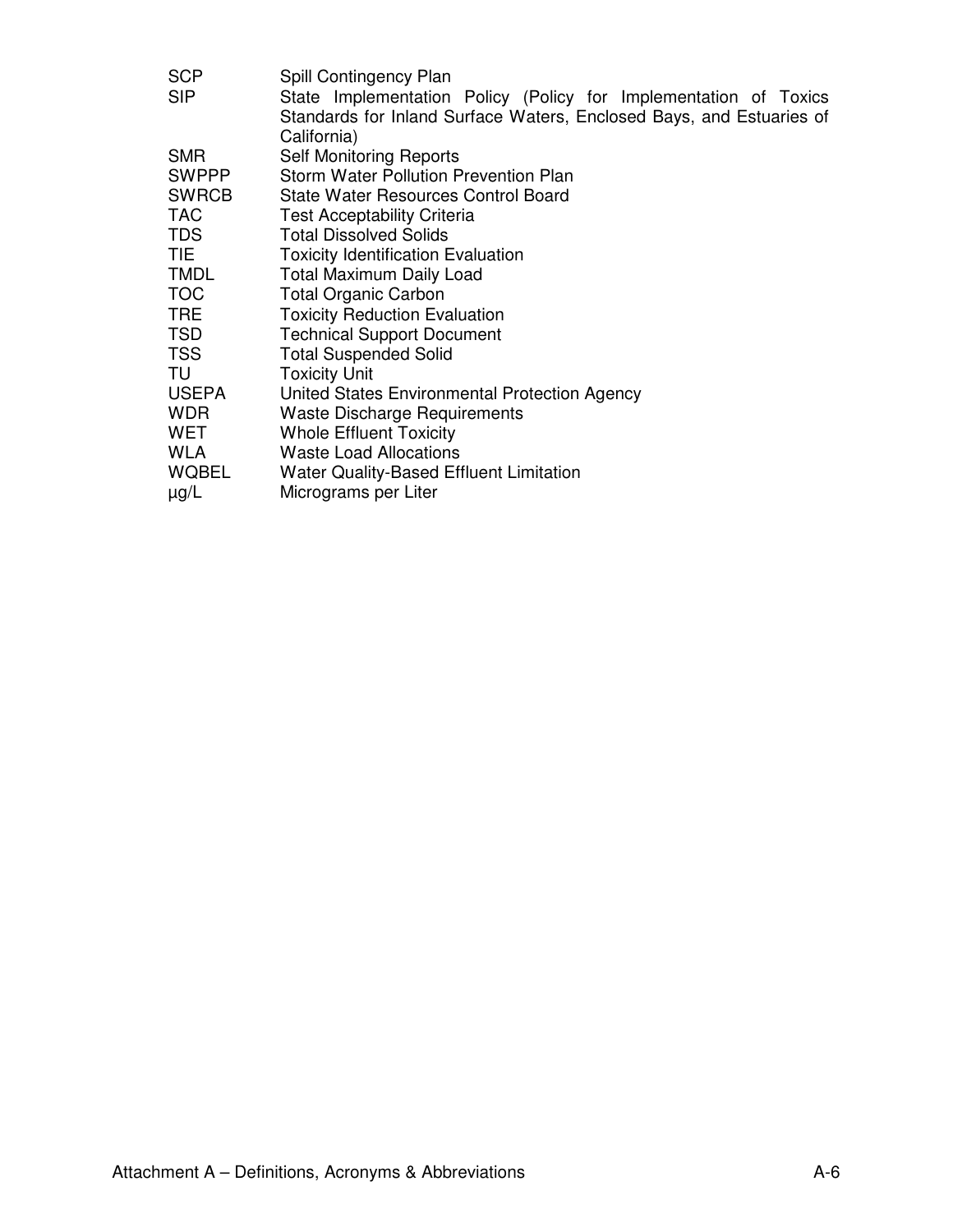| | |
|---|---|
| SCP | Spill Contingency Plan |
| SIP | State Implementation Policy (Policy for Implementation of Toxics Standards for Inland Surface Waters, Enclosed Bays, and Estuaries of California) |
| SMR | Self Monitoring Reports |
| SWPPP | Storm Water Pollution Prevention Plan |
| SWRCB | State Water Resources Control Board |
| TAC | Test Acceptability Criteria |
| TDS | Total Dissolved Solids |
| TIE | Toxicity Identification Evaluation |
| TMDL | Total Maximum Daily Load |
| TOC | Total Organic Carbon |
| TRE | Toxicity Reduction Evaluation |
| TSD | Technical Support Document |
| TSS | Total Suspended Solid |
| TU | Toxicity Unit |
| USEPA | United States Environmental Protection Agency |
| WDR | Waste Discharge Requirements |
| WET | Whole Effluent Toxicity |
| WLA | Waste Load Allocations |
| WQBEL | Water Quality-Based Effluent Limitation |
| µg/L | Micrograms per Liter |